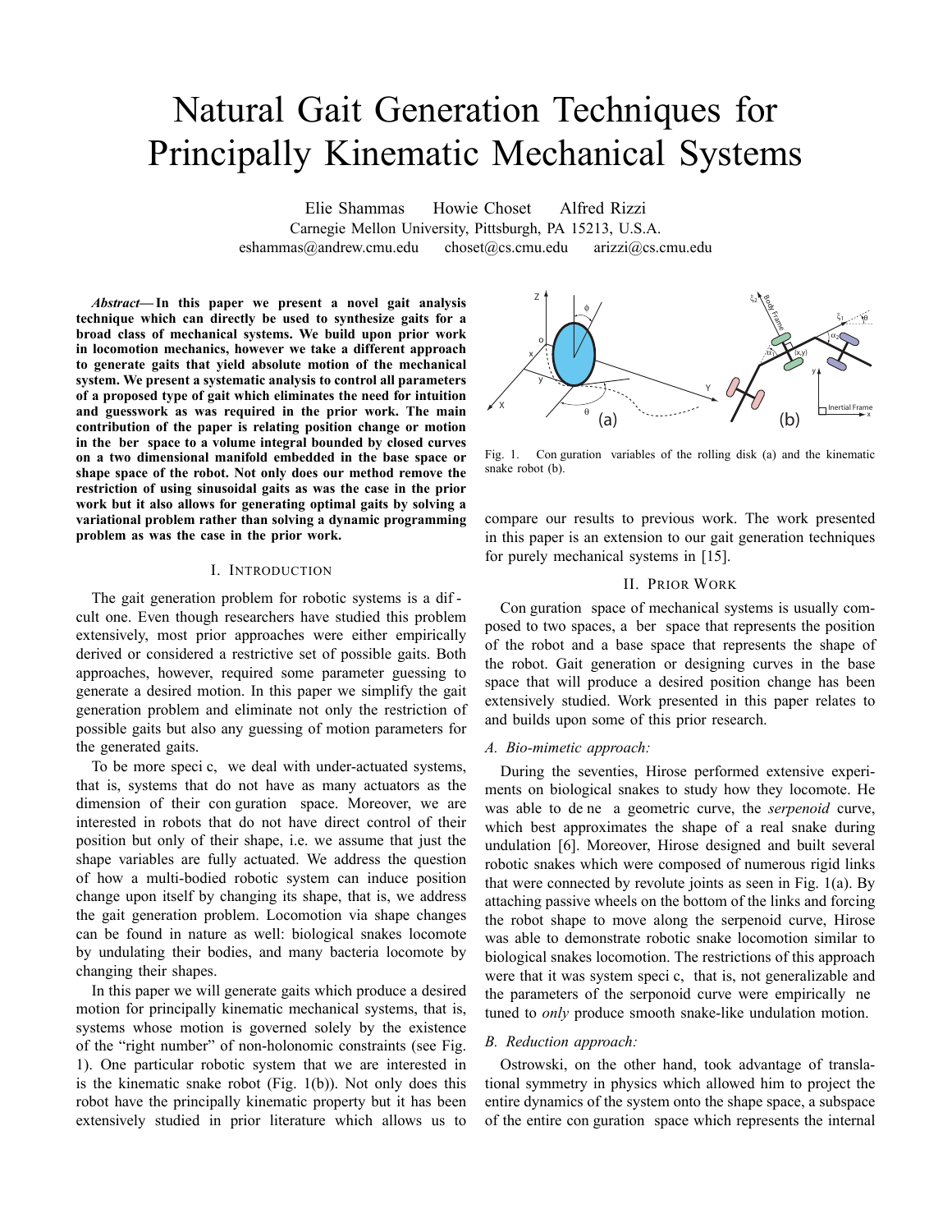# Natural Gait Generation Techniques for Principally Kinematic Mechanical Systems

Elie Shammas Howie Choset Alfred Rizzi
Carnegie Mellon University, Pittsburgh, PA 15213, U.S.A.
eshammas@andrew.cmu.edu choset@cs.cmu.edu arizzi@cs.cmu.edu

***Abstract*— In this paper we present a novel gait analysis technique which can directly be used to synthesize gaits for a broad class of mechanical systems. We build upon prior work in locomotion mechanics, however we take a different approach to generate gaits that yield absolute motion of the mechanical system. We present a systematic analysis to control all parameters of a proposed type of gait which eliminates the need for intuition and guesswork as was required in the prior work. The main contribution of the paper is relating position change or motion in the fiber space to a volume integral bounded by closed curves on a two dimensional manifold embedded in the base space or shape space of the robot. Not only does our method remove the restriction of using sinusoidal gaits as was the case in the prior work but it also allows for generating optimal gaits by solving a variational problem rather than solving a dynamic programming problem as was the case in the prior work.**

## I. Introduction

The gait generation problem for robotic systems is a difficult one. Even though researchers have studied this problem extensively, most prior approaches were either empirically derived or considered a restrictive set of possible gaits. Both approaches, however, required some parameter guessing to generate a desired motion. In this paper we simplify the gait generation problem and eliminate not only the restriction of possible gaits but also any guessing of motion parameters for the generated gaits.

To be more specific, we deal with under-actuated systems, that is, systems that do not have as many actuators as the dimension of their configuration space. Moreover, we are interested in robots that do not have direct control of their position but only of their shape, i.e. we assume that just the shape variables are fully actuated. We address the question of how a multi-bodied robotic system can induce position change upon itself by changing its shape, that is, we address the gait generation problem. Locomotion via shape changes can be found in nature as well: biological snakes locomote by undulating their bodies, and many bacteria locomote by changing their shapes.

In this paper we will generate gaits which produce a desired motion for principally kinematic mechanical systems, that is, systems whose motion is governed solely by the existence of the "right number" of non-holonomic constraints (see Fig. 1). One particular robotic system that we are interested in is the kinematic snake robot (Fig. 1(b)). Not only does this robot have the principally kinematic property but it has been extensively studied in prior literature which allows us to compare our results to previous work. The work presented in this paper is an extension to our gait generation techniques for purely mechanical systems in [15].

Fig. 1. Configuration variables of the rolling disk (a) and the kinematic snake robot (b).

## II. Prior Work

Configuration space of mechanical systems is usually composed to two spaces, a fiber space that represents the position of the robot and a base space that represents the shape of the robot. Gait generation or designing curves in the base space that will produce a desired position change has been extensively studied. Work presented in this paper relates to and builds upon some of this prior research.

### A. Bio-mimetic approach:

During the seventies, Hirose performed extensive experiments on biological snakes to study how they locomote. He was able to define a geometric curve, the *serpenoid* curve, which best approximates the shape of a real snake during undulation [6]. Moreover, Hirose designed and built several robotic snakes which were composed of numerous rigid links that were connected by revolute joints as seen in Fig. 1(a). By attaching passive wheels on the bottom of the links and forcing the robot shape to move along the serpenoid curve, Hirose was able to demonstrate robotic snake locomotion similar to biological snakes locomotion. The restrictions of this approach were that it was system specific, that is, not generalizable and the parameters of the serpenoid curve were empirically fine tuned to *only* produce smooth snake-like undulation motion.

### B. Reduction approach:

Ostrowski, on the other hand, took advantage of translational symmetry in physics which allowed him to project the entire dynamics of the system onto the shape space, a subspace of the entire configuration space which represents the internal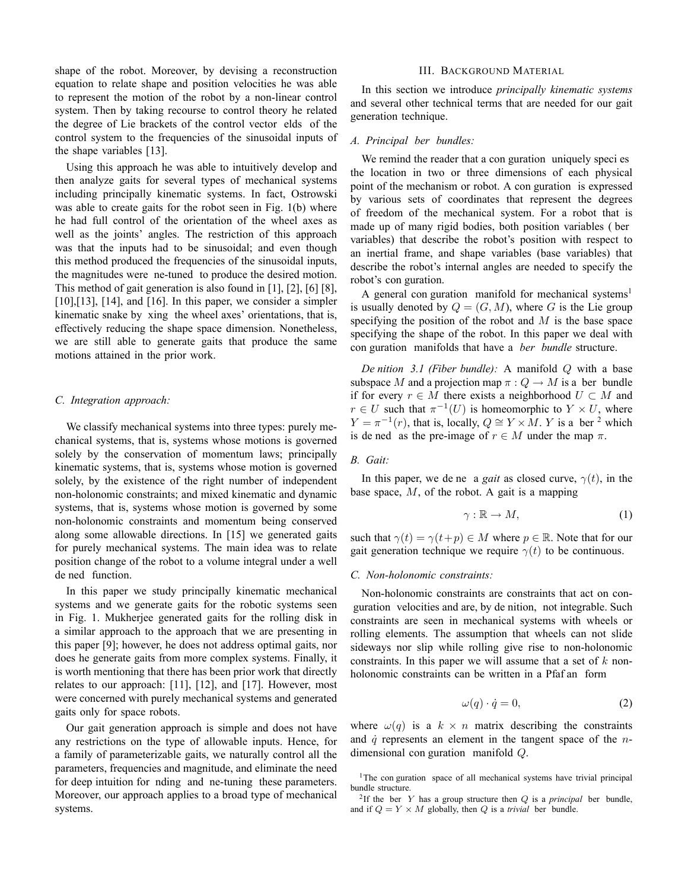shape of the robot. Moreover, by devising a reconstruction equation to relate shape and position velocities he was able to represent the motion of the robot by a non-linear control system. Then by taking recourse to control theory he related the degree of Lie brackets of the control vector fields of the control system to the frequencies of the sinusoidal inputs of the shape variables [13].

Using this approach he was able to intuitively develop and then analyze gaits for several types of mechanical systems including principally kinematic systems. In fact, Ostrowski was able to create gaits for the robot seen in Fig. 1(b) where he had full control of the orientation of the wheel axes as well as the joints' angles. The restriction of this approach was that the inputs had to be sinusoidal; and even though this method produced the frequencies of the sinusoidal inputs, the magnitudes were fine-tuned to produce the desired motion. This method of gait generation is also found in [1], [2], [6] [8], [10],[13], [14], and [16]. In this paper, we consider a simpler kinematic snake by fixing the wheel axes' orientations, that is, effectively reducing the shape space dimension. Nonetheless, we are still able to generate gaits that produce the same motions attained in the prior work.

### C. Integration approach:

We classify mechanical systems into three types: purely mechanical systems, that is, systems whose motions is governed solely by the conservation of momentum laws; principally kinematic systems, that is, systems whose motion is governed solely, by the existence of the right number of independent non-holonomic constraints; and mixed kinematic and dynamic systems, that is, systems whose motion is governed by some non-holonomic constraints and momentum being conserved along some allowable directions. In [15] we generated gaits for purely mechanical systems. The main idea was to relate position change of the robot to a volume integral under a well defined function.

In this paper we study principally kinematic mechanical systems and we generate gaits for the robotic systems seen in Fig. 1. Mukherjee generated gaits for the rolling disk in a similar approach to the approach that we are presenting in this paper [9]; however, he does not address optimal gaits, nor does he generate gaits from more complex systems. Finally, it is worth mentioning that there has been prior work that directly relates to our approach: [11], [12], and [17]. However, most were concerned with purely mechanical systems and generated gaits only for space robots.

Our gait generation approach is simple and does not have any restrictions on the type of allowable inputs. Hence, for a family of parameterizable gaits, we naturally control all the parameters, frequencies and magnitude, and eliminate the need for deep intuition for finding and fine-tuning these parameters. Moreover, our approach applies to a broad type of mechanical systems.

## III. Background Material

In this section we introduce *principally kinematic systems* and several other technical terms that are needed for our gait generation technique.

### A. Principal fiber bundles:

We remind the reader that a configuration uniquely specifies the location in two or three dimensions of each physical point of the mechanism or robot. A configuration is expressed by various sets of coordinates that represent the degrees of freedom of the mechanical system. For a robot that is made up of many rigid bodies, both position variables (fiber variables) that describe the robot's position with respect to an inertial frame, and shape variables (base variables) that describe the robot's internal angles are needed to specify the robot's configuration.

A general configuration manifold for mechanical systems[1] is usually denoted by $Q = (G, M)$, where $G$ is the Lie group specifying the position of the robot and $M$ is the base space specifying the shape of the robot. In this paper we deal with configuration manifolds that have a *fiber bundle* structure.

*Definition 3.1 (Fiber bundle):* A manifold $Q$ with a base subspace $M$ and a projection map $\pi : Q \to M$ is a fiber bundle if for every $r \in M$ there exists a neighborhood $U \subset M$ and $r \in U$ such that $\pi^{-1}(U)$ is homeomorphic to $Y \times U$, where $Y = \pi^{-1}(r)$, that is, locally, $Q \cong Y \times M$. $Y$ is a fiber [2] which is defined as the pre-image of $r \in M$ under the map $\pi$.

### B. Gait:

In this paper, we define a *gait* as closed curve, $\gamma(t)$, in the base space, $M$, of the robot. A gait is a mapping

$$\gamma : \mathbb{R} \to M, \tag{1}$$

such that $\gamma(t) = \gamma(t+p) \in M$ where $p \in \mathbb{R}$. Note that for our gait generation technique we require $\gamma(t)$ to be continuous.

### C. Non-holonomic constraints:

Non-holonomic constraints are constraints that act on configuration velocities and are, by definition, not integrable. Such constraints are seen in mechanical systems with wheels or rolling elements. The assumption that wheels can not slide sideways nor slip while rolling give rise to non-holonomic constraints. In this paper we will assume that a set of $k$ non-holonomic constraints can be written in a Pfaffian form

$$\omega(q) \cdot \dot{q} = 0, \tag{2}$$

where $\omega(q)$ is a $k \times n$ matrix describing the constraints and $\dot{q}$ represents an element in the tangent space of the $n$-dimensional configuration manifold $Q$.

[1] The configuration space of all mechanical systems have trivial principal bundle structure.

[2] If the fiber $Y$ has a group structure then $Q$ is a *principal* fiber bundle, and if $Q = Y \times M$ globally, then $Q$ is a *trivial* fiber bundle.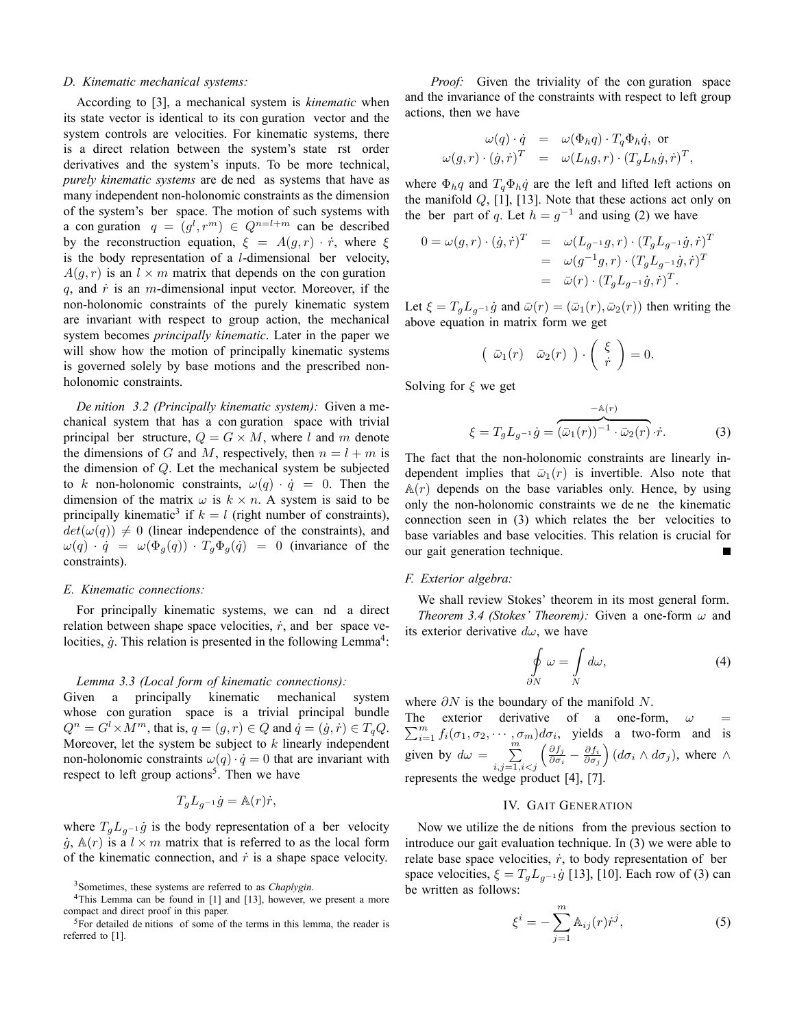### D. Kinematic mechanical systems:

According to [3], a mechanical system is *kinematic* when its state vector is identical to its configuration vector and the system controls are velocities. For kinematic systems, there is a direct relation between the system's state first order derivatives and the system's inputs. To be more technical, *purely kinematic systems* are defined as systems that have as many independent non-holonomic constraints as the dimension of the system's fiber space. The motion of such systems with a configuration $q = (g^l, r^m) \in Q^{n=l+m}$ can be described by the reconstruction equation, $\xi = A(g,r) \cdot \dot{r}$, where $\xi$ is the body representation of a $l$-dimensional fiber velocity, $A(g,r)$ is an $l \times m$ matrix that depends on the configuration $q$, and $\dot{r}$ is an $m$-dimensional input vector. Moreover, if the non-holonomic constraints of the purely kinematic system are invariant with respect to group action, the mechanical system becomes *principally kinematic*. Later in the paper we will show how the motion of principally kinematic systems is governed solely by base motions and the prescribed non-holonomic constraints.

*Definition 3.2 (Principally kinematic system):* Given a mechanical system that has a configuration space with trivial principal fiber structure, $Q = G \times M$, where $l$ and $m$ denote the dimensions of $G$ and $M$, respectively, then $n = l + m$ is the dimension of $Q$. Let the mechanical system be subjected to $k$ non-holonomic constraints, $\omega(q) \cdot \dot{q} = 0$. Then the dimension of the matrix $\omega$ is $k \times n$. A system is said to be principally kinematic[3] if $k = l$ (right number of constraints), $det(\omega(q)) \neq 0$ (linear independence of the constraints), and $\omega(q) \cdot \dot{q} = \omega(\Phi_g(q)) \cdot T_g\Phi_g(\dot{q}) = 0$ (invariance of the constraints).

### E. Kinematic connections:

For principally kinematic systems, we can find a direct relation between shape space velocities, $\dot{r}$, and fiber space velocities, $\dot{g}$. This relation is presented in the following Lemma[4]:

*Lemma 3.3 (Local form of kinematic connections):* Given a principally kinematic mechanical system whose configuration space is a trivial principal bundle $Q^n = G^l \times M^m$, that is, $q = (g, r) \in Q$ and $\dot{q} = (\dot{g}, \dot{r}) \in T_qQ$. Moreover, let the system be subject to $k$ linearly independent non-holonomic constraints $\omega(q) \cdot \dot{q} = 0$ that are invariant with respect to left group actions[5]. Then we have

$$T_g L_{g^{-1}} \dot{g} = \mathbb{A}(r)\dot{r},$$

where $T_g L_{g^{-1}} \dot{g}$ is the body representation of a fiber velocity $\dot{g}$, $\mathbb{A}(r)$ is a $l \times m$ matrix that is referred to as the local form of the kinematic connection, and $\dot{r}$ is a shape space velocity.

*Proof:* Given the triviality of the configuration space and the invariance of the constraints with respect to left group actions, then we have

$$\begin{aligned} \omega(q) \cdot \dot{q} &= \omega(\Phi_h q) \cdot T_q \Phi_h \dot{q}, \text{ or} \\ \omega(g, r) \cdot (\dot{g}, \dot{r})^T &= \omega(L_h g, r) \cdot (T_g L_h \dot{g}, \dot{r})^T, \end{aligned}$$

where $\Phi_h q$ and $T_q \Phi_h \dot{q}$ are the left and lifted left actions on the manifold $Q$, [1], [13]. Note that these actions act only on the fiber part of $q$. Let $h = g^{-1}$ and using (2) we have

$$\begin{aligned} 0 = \omega(g, r) \cdot (\dot{g}, \dot{r})^T &= \omega(L_{g^{-1}} g, r) \cdot (T_g L_{g^{-1}} \dot{g}, \dot{r})^T \\ &= \omega(g^{-1} g, r) \cdot (T_g L_{g^{-1}} \dot{g}, \dot{r})^T \\ &= \bar{\omega}(r) \cdot (T_g L_{g^{-1}} \dot{g}, \dot{r})^T. \end{aligned}$$

Let $\xi = T_g L_{g^{-1}} \dot{g}$ and $\bar{\omega}(r) = (\bar{\omega}_1(r), \bar{\omega}_2(r))$ then writing the above equation in matrix form we get

$$\begin{pmatrix} \bar{\omega}_1(r) & \bar{\omega}_2(r) \end{pmatrix} \cdot \begin{pmatrix} \xi \\ \dot{r} \end{pmatrix} = 0.$$

Solving for $\xi$ we get

$$\xi = T_g L_{g^{-1}} \dot{g} = \overbrace{(\bar{\omega}_1(r))^{-1} \cdot \bar{\omega}_2(r)}^{-\mathbb{A}(r)} \cdot \dot{r}. \quad (3)$$

The fact that the non-holonomic constraints are linearly independent implies that $\bar{\omega}_1(r)$ is invertible. Also note that $\mathbb{A}(r)$ depends on the base variables only. Hence, by using only the non-holonomic constraints we define the kinematic connection seen in (3) which relates the fiber velocities to base variables and base velocities. This relation is crucial for our gait generation technique. ■

### F. Exterior algebra:

We shall review Stokes' theorem in its most general form.

*Theorem 3.4 (Stokes' Theorem):* Given a one-form $\omega$ and its exterior derivative $d\omega$, we have

$$\oint_{\partial N} \omega = \int_{N} d\omega, \quad (4)$$

where $\partial N$ is the boundary of the manifold $N$.

The exterior derivative of a one-form, $\omega = \sum_{i=1}^{m} f_i(\sigma_1, \sigma_2, \cdots, \sigma_m) d\sigma_i$, yields a two-form and is given by $d\omega = \sum_{i,j=1, i<j}^{m} \left( \frac{\partial f_j}{\partial \sigma_i} - \frac{\partial f_i}{\partial \sigma_j} \right) (d\sigma_i \wedge d\sigma_j)$, where $\wedge$ represents the wedge product [4], [7].

## IV. Gait Generation

Now we utilize the definitions from the previous section to introduce our gait evaluation technique. In (3) we were able to relate base space velocities, $\dot{r}$, to body representation of fiber space velocities, $\xi = T_g L_{g^{-1}} \dot{g}$ [13], [10]. Each row of (3) can be written as follows:

$$\xi^i = - \sum_{j=1}^{m} \mathbb{A}_{ij}(r) \dot{r}^j, \quad (5)$$

---

[3] Sometimes, these systems are referred to as *Chaplygin*.

[4] This Lemma can be found in [1] and [13], however, we present a more compact and direct proof in this paper.

[5] For detailed definitions of some of the terms in this lemma, the reader is referred to [1].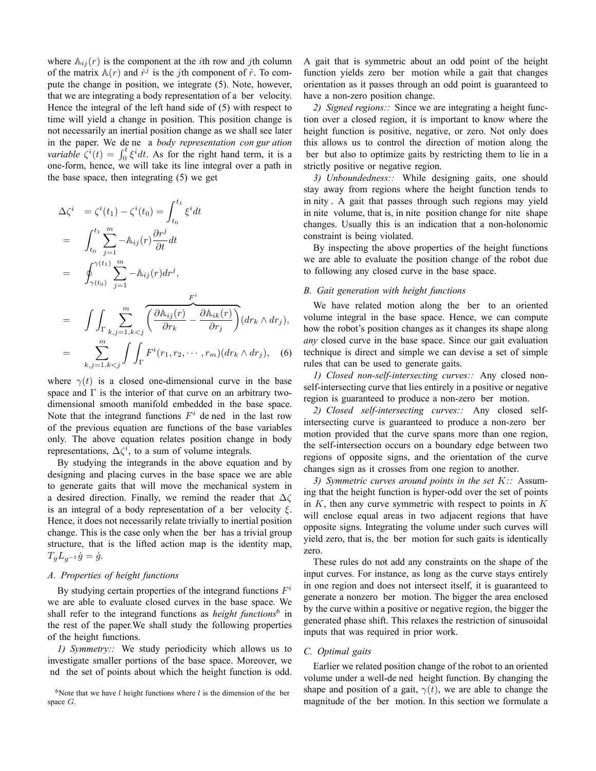where $\mathbb{A}_{ij}(r)$ is the component at the $i$th row and $j$th column of the matrix $\mathbb{A}(r)$ and $\dot{r}^j$ is the $j$th component of $\dot{r}$. To compute the change in position, we integrate (5). Note, however, that we are integrating a body representation of a fiber velocity. Hence the integral of the left hand side of (5) with respect to time will yield a change in position. This position change is not necessarily an inertial position change as we shall see later in the paper. We define a *body representation configuration variable* $\zeta^i(t) = \int_0^t \xi^i dt$. As for the right hand term, it is a one-form, hence, we will take its line integral over a path in the base space, then integrating (5) we get

$$
\begin{aligned}
\Delta\zeta^i &= \zeta^i(t_1) - \zeta^i(t_0) = \int_{t_0}^{t_1} \xi^i dt \\
&= \int_{t_0}^{t_1} \sum_{j=1}^{m} -\mathbb{A}_{ij}(r) \frac{\partial r^j}{\partial t} dt \\
&= \oint_{\gamma(t_0)}^{\gamma(t_1)} \sum_{j=1}^{m} -\mathbb{A}_{ij}(r) dr^j, \\
&= \int\int_{\Gamma} \sum_{k,j=1,k<j}^{m} \overbrace{\left( \frac{\partial \mathbb{A}_{ij}(r)}{\partial r_k} - \frac{\partial \mathbb{A}_{ik}(r)}{\partial r_j} \right)}^{F^i} (dr_k \wedge dr_j), \\
&= \sum_{k,j=1,k<j}^{m} \int\int_{\Gamma} F^i(r_1, r_2, \cdots, r_m)(dr_k \wedge dr_j), \quad (6)
\end{aligned}
$$

where $\gamma(t)$ is a closed one-dimensional curve in the base space and $\Gamma$ is the interior of that curve on an arbitrary two-dimensional smooth manifold embedded in the base space. Note that the integrand functions $F^i$ defined in the last row of the previous equation are functions of the base variables only. The above equation relates position change in body representations, $\Delta\zeta^i$, to a sum of volume integrals.

By studying the integrands in the above equation and by designing and placing curves in the base space we are able to generate gaits that will move the mechanical system in a desired direction. Finally, we remind the reader that $\Delta\zeta$ is an integral of a body representation of a fiber velocity $\xi$. Hence, it does not necessarily relate trivially to inertial position change. This is the case only when the fiber has a trivial group structure, that is the lifted action map is the identity map, $T_g L_{g^{-1}} \dot{g} = \dot{g}$.

### A. Properties of height functions

By studying certain properties of the integrand functions $F^i$ we are able to evaluate closed curves in the base space. We shall refer to the integrand functions as *height functions*[6] in the rest of the paper. We shall study the following properties of the height functions.

*1) Symmetry::* We study periodicity which allows us to investigate smaller portions of the base space. Moreover, we find the set of points about which the height function is odd. A gait that is symmetric about an odd point of the height function yields zero fiber motion while a gait that changes orientation as it passes through an odd point is guaranteed to have a non-zero position change.

*2) Signed regions::* Since we are integrating a height function over a closed region, it is important to know where the height function is positive, negative, or zero. Not only does this allows us to control the direction of motion along the fiber but also to optimize gaits by restricting them to lie in a strictly positive or negative region.

*3) Unboundedness::* While designing gaits, one should stay away from regions where the height function tends to infinity. A gait that passes through such regions may yield infinite volume, that is, infinite position change for finite shape changes. Usually this is an indication that a non-holonomic constraint is being violated.

By inspecting the above properties of the height functions we are able to evaluate the position change of the robot due to following any closed curve in the base space.

### B. Gait generation with height functions

We have related motion along the fiber to an oriented volume integral in the base space. Hence, we can compute how the robot's position changes as it changes its shape along *any* closed curve in the base space. Since our gait evaluation technique is direct and simple we can devise a set of simple rules that can be used to generate gaits.

*1) Closed non-self-intersecting curves::* Any closed non-self-intersecting curve that lies entirely in a positive or negative region is guaranteed to produce a non-zero fiber motion.

*2) Closed self-intersecting curves::* Any closed self-intersecting curve is guaranteed to produce a non-zero fiber motion provided that the curve spans more than one region, the self-intersection occurs on a boundary edge between two regions of opposite signs, and the orientation of the curve changes sign as it crosses from one region to another.

*3) Symmetric curves around points in the set $K$::* Assuming that the height function is hyper-odd over the set of points in $K$, then any curve symmetric with respect to points in $K$ will enclose equal areas in two adjacent regions that have opposite signs. Integrating the volume under such curves will yield zero, that is, the fiber motion for such gaits is identically zero.

These rules do not add any constraints on the shape of the input curves. For instance, as long as the curve stays entirely in one region and does not intersect itself, it is guaranteed to generate a nonzero fiber motion. The bigger the area enclosed by the curve within a positive or negative region, the bigger the generated phase shift. This relaxes the restriction of sinusoidal inputs that was required in prior work.

### C. Optimal gaits

Earlier we related position change of the robot to an oriented volume under a well-defined height function. By changing the shape and position of a gait, $\gamma(t)$, we are able to change the magnitude of the fiber motion. In this section we formulate a

[6] Note that we have $l$ height functions where $l$ is the dimension of the fiber space $G$.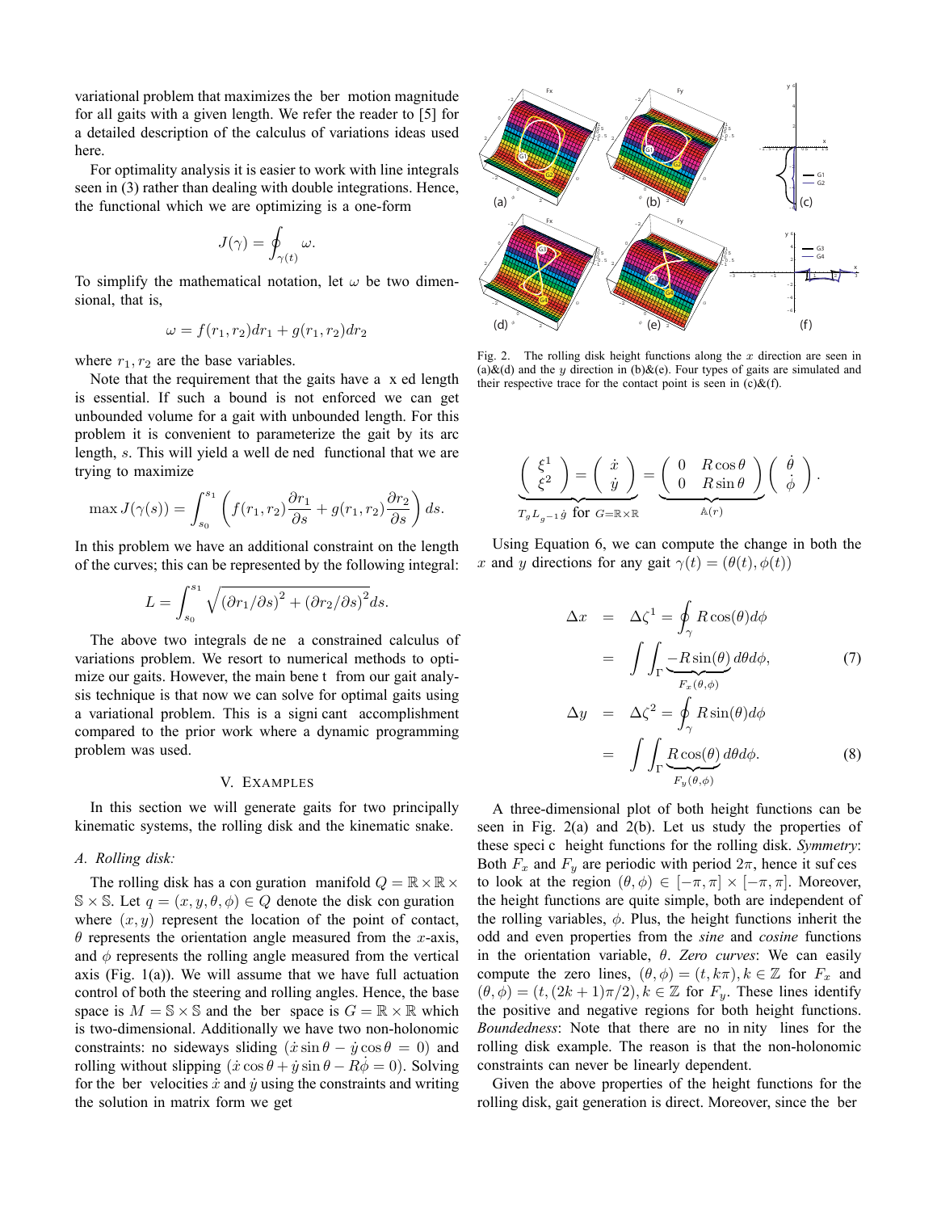variational problem that maximizes the fiber motion magnitude for all gaits with a given length. We refer the reader to [5] for a detailed description of the calculus of variations ideas used here.

For optimality analysis it is easier to work with line integrals seen in (3) rather than dealing with double integrations. Hence, the functional which we are optimizing is a one-form

$$J(\gamma) = \oint_{\gamma(t)} \omega.$$

To simplify the mathematical notation, let $\omega$ be two dimensional, that is,

$$\omega = f(r_1, r_2)dr_1 + g(r_1, r_2)dr_2$$

where $r_1, r_2$ are the base variables.

Note that the requirement that the gaits have a fixed length is essential. If such a bound is not enforced we can get unbounded volume for a gait with unbounded length. For this problem it is convenient to parameterize the gait by its arc length, $s$. This will yield a well defined functional that we are trying to maximize

$$\max J(\gamma(s)) = \int_{s_0}^{s_1} \left( f(r_1, r_2)\frac{\partial r_1}{\partial s} + g(r_1, r_2)\frac{\partial r_2}{\partial s} \right) ds.$$

In this problem we have an additional constraint on the length of the curves; this can be represented by the following integral:

$$L = \int_{s_0}^{s_1} \sqrt{(\partial r_1/\partial s)^2 + (\partial r_2/\partial s)^2} ds.$$

The above two integrals define a constrained calculus of variations problem. We resort to numerical methods to optimize our gaits. However, the main benefit from our gait analysis technique is that now we can solve for optimal gaits using a variational problem. This is a significant accomplishment compared to the prior work where a dynamic programming problem was used.

## V. Examples

In this section we will generate gaits for two principally kinematic systems, the rolling disk and the kinematic snake.

### A. Rolling disk:

The rolling disk has a configuration manifold $Q = \mathbb{R} \times \mathbb{R} \times \mathbb{S} \times \mathbb{S}$. Let $q = (x, y, \theta, \phi) \in Q$ denote the disk configuration where $(x, y)$ represent the location of the point of contact, $\theta$ represents the orientation angle measured from the $x$-axis, and $\phi$ represents the rolling angle measured from the vertical axis (Fig. 1(a)). We will assume that we have full actuation control of both the steering and rolling angles. Hence, the base space is $M = \mathbb{S} \times \mathbb{S}$ and the fiber space is $G = \mathbb{R} \times \mathbb{R}$ which is two-dimensional. Additionally we have two non-holonomic constraints: no sideways sliding ($\dot{x}\sin\theta - \dot{y}\cos\theta = 0$) and rolling without slipping ($\dot{x}\cos\theta + \dot{y}\sin\theta - R\dot{\phi} = 0$). Solving for the fiber velocities $\dot{x}$ and $\dot{y}$ using the constraints and writing the solution in matrix form we get

Fig. 2. The rolling disk height functions along the $x$ direction are seen in (a)&(d) and the $y$ direction in (b)&(e). Four types of gaits are simulated and their respective trace for the contact point is seen in (c)&(f).

$$\underbrace{\begin{pmatrix} \xi^1 \\ \xi^2 \end{pmatrix} = \begin{pmatrix} \dot{x} \\ \dot{y} \end{pmatrix}}_{T_g L_{g^{-1}}\dot{g} \text{ for } G=\mathbb{R}\times\mathbb{R}} = \underbrace{\begin{pmatrix} 0 & R\cos\theta \\ 0 & R\sin\theta \end{pmatrix}}_{\mathbb{A}(r)} \begin{pmatrix} \dot{\theta} \\ \dot{\phi} \end{pmatrix}.$$

Using Equation 6, we can compute the change in both the $x$ and $y$ directions for any gait $\gamma(t) = (\theta(t), \phi(t))$

$$\Delta x = \Delta\zeta^1 = \oint_\gamma R\cos(\theta)d\phi = \int\int_\Gamma \underbrace{-R\sin(\theta)}_{F_x(\theta,\phi)} d\theta d\phi, \quad (7)$$

$$\Delta y = \Delta\zeta^2 = \oint_\gamma R\sin(\theta)d\phi = \int\int_\Gamma \underbrace{R\cos(\theta)}_{F_y(\theta,\phi)} d\theta d\phi. \quad (8)$$

A three-dimensional plot of both height functions can be seen in Fig. 2(a) and 2(b). Let us study the properties of these specific height functions for the rolling disk. *Symmetry*: Both $F_x$ and $F_y$ are periodic with period $2\pi$, hence it suffices to look at the region $(\theta, \phi) \in [-\pi, \pi] \times [-\pi, \pi]$. Moreover, the height functions are quite simple, both are independent of the rolling variables, $\phi$. Plus, the height functions inherit the odd and even properties from the *sine* and *cosine* functions in the orientation variable, $\theta$. *Zero curves*: We can easily compute the zero lines, $(\theta, \phi) = (t, k\pi), k \in \mathbb{Z}$ for $F_x$ and $(\theta, \phi) = (t, (2k+1)\pi/2), k \in \mathbb{Z}$ for $F_y$. These lines identify the positive and negative regions for both height functions. *Boundedness*: Note that there are no infinity lines for the rolling disk example. The reason is that the non-holonomic constraints can never be linearly dependent.

Given the above properties of the height functions for the rolling disk, gait generation is direct. Moreover, since the fiber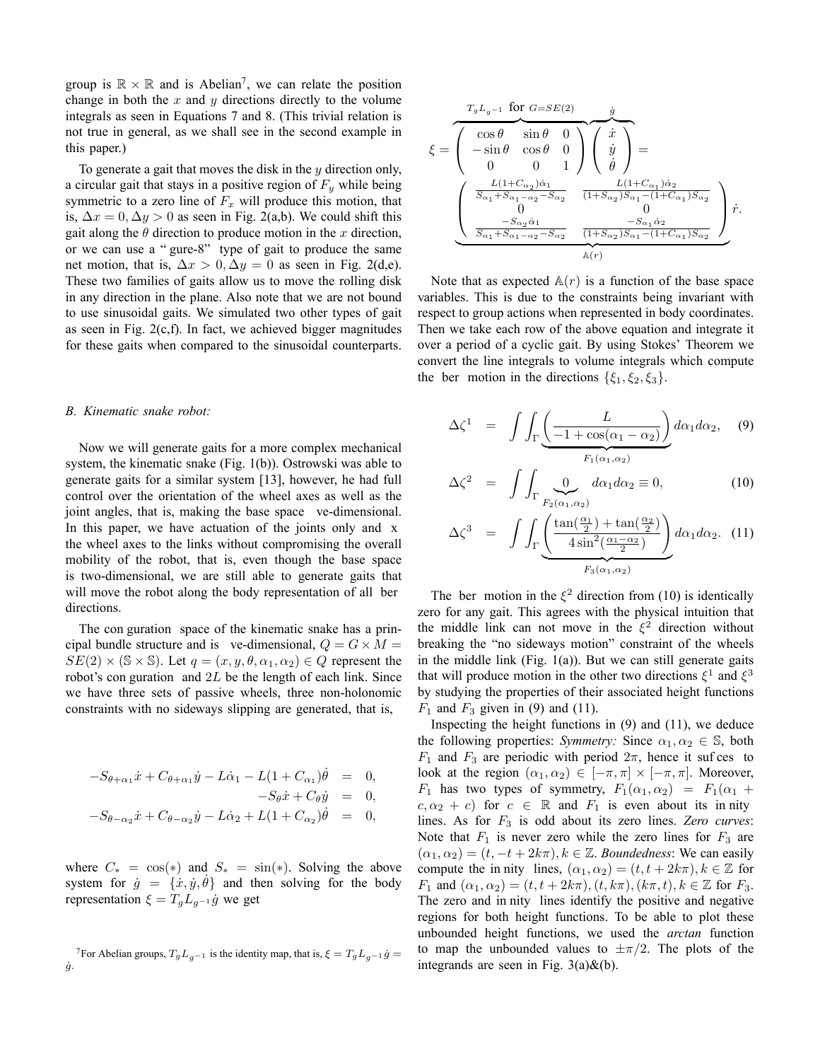group is $\mathbb{R} \times \mathbb{R}$ and is Abelian[7], we can relate the position change in both the $x$ and $y$ directions directly to the volume integrals as seen in Equations 7 and 8. (This trivial relation is not true in general, as we shall see in the second example in this paper.)

To generate a gait that moves the disk in the $y$ direction only, a circular gait that stays in a positive region of $F_y$ while being symmetric to a zero line of $F_x$ will produce this motion, that is, $\Delta x = 0, \Delta y > 0$ as seen in Fig. 2(a,b). We could shift this gait along the $\theta$ direction to produce motion in the $x$ direction, or we can use a "figure-8" type of gait to produce the same net motion, that is, $\Delta x > 0, \Delta y = 0$ as seen in Fig. 2(d,e). These two families of gaits allow us to move the rolling disk in any direction in the plane. Also note that we are not bound to use sinusoidal gaits. We simulated two other types of gait as seen in Fig. 2(c,f). In fact, we achieved bigger magnitudes for these gaits when compared to the sinusoidal counterparts.

### B. Kinematic snake robot:

Now we will generate gaits for a more complex mechanical system, the kinematic snake (Fig. 1(b)). Ostrowski was able to generate gaits for a similar system [13], however, he had full control over the orientation of the wheel axes as well as the joint angles, that is, making the base space five-dimensional. In this paper, we have actuation of the joints only and fix the wheel axes to the links without compromising the overall mobility of the robot, that is, even though the base space is two-dimensional, we are still able to generate gaits that will move the robot along the body representation of all fiber directions.

The configuration space of the kinematic snake has a principal bundle structure and is five-dimensional, $Q = G \times M = SE(2) \times (\mathbb{S} \times \mathbb{S})$. Let $q = (x, y, \theta, \alpha_1, \alpha_2) \in Q$ represent the robot's configuration and $2L$ be the length of each link. Since we have three sets of passive wheels, three non-holonomic constraints with no sideways slipping are generated, that is,

$$
\begin{aligned}
-S_{\theta+\alpha_1}\dot{x} + C_{\theta+\alpha_1}\dot{y} - L\dot{\alpha}_1 - L(1 + C_{\alpha_1})\dot{\theta} &= 0, \\
-S_{\theta}\dot{x} + C_{\theta}\dot{y} &= 0, \\
-S_{\theta-\alpha_2}\dot{x} + C_{\theta-\alpha_2}\dot{y} - L\dot{\alpha}_2 + L(1 + C_{\alpha_2})\dot{\theta} &= 0,
\end{aligned}
$$

where $C_* = \cos(*)$ and $S_* = \sin(*)$. Solving the above system for $\dot{g} = \{\dot{x}, \dot{y}, \dot{\theta}\}$ and then solving for the body representation $\xi = T_g L_{g^{-1}} \dot{g}$ we get

$$
\xi = \overbrace{\begin{pmatrix} \cos\theta & \sin\theta & 0 \\ -\sin\theta & \cos\theta & 0 \\ 0 & 0 & 1 \end{pmatrix}}^{T_g L_{g^{-1}} \text{ for } G=SE(2)} \overbrace{\begin{pmatrix} \dot{x} \\ \dot{y} \\ \dot{\theta} \end{pmatrix}}^{\dot{g}} =
$$

$$
\underbrace{\begin{pmatrix} \frac{L(1+C_{\alpha_2})\dot{\alpha}_1}{S_{\alpha_1}+S_{\alpha_1-\alpha_2}-S_{\alpha_2}} & \frac{L(1+C_{\alpha_1})\dot{\alpha}_2}{(1+S_{\alpha_2})S_{\alpha_1}-(1+C_{\alpha_1})S_{\alpha_2}} \\ 0 & 0 \\ \frac{-S_{\alpha_2}\dot{\alpha}_1}{S_{\alpha_1}+S_{\alpha_1-\alpha_2}-S_{\alpha_2}} & \frac{-S_{\alpha_1}\dot{\alpha}_2}{(1+S_{\alpha_2})S_{\alpha_1}-(1+C_{\alpha_1})S_{\alpha_2}} \end{pmatrix}}_{\mathbb{A}(r)} \dot{r}.
$$

Note that as expected $\mathbb{A}(r)$ is a function of the base space variables. This is due to the constraints being invariant with respect to group actions when represented in body coordinates. Then we take each row of the above equation and integrate it over a period of a cyclic gait. By using Stokes' Theorem we convert the line integrals to volume integrals which compute the fiber motion in the directions $\{\xi_1, \xi_2, \xi_3\}$.

$$
\Delta\zeta^1 = \int\int_{\Gamma} \underbrace{\left( \frac{L}{-1 + \cos(\alpha_1 - \alpha_2)} \right)}_{F_1(\alpha_1, \alpha_2)} d\alpha_1 d\alpha_2, \quad (9)
$$

$$
\Delta\zeta^2 = \int\int_{\Gamma} \underbrace{0}_{F_2(\alpha_1, \alpha_2)} d\alpha_1 d\alpha_2 \equiv 0, \quad (10)
$$

$$
\Delta\zeta^3 = \int\int_{\Gamma} \underbrace{\left( \frac{\tan(\frac{\alpha_1}{2}) + \tan(\frac{\alpha_2}{2})}{4\sin^2(\frac{\alpha_1 - \alpha_2}{2})} \right)}_{F_3(\alpha_1, \alpha_2)} d\alpha_1 d\alpha_2. \quad (11)
$$

The fiber motion in the $\xi^2$ direction from (10) is identically zero for any gait. This agrees with the physical intuition that the middle link can not move in the $\xi^2$ direction without breaking the "no sideways motion" constraint of the wheels in the middle link (Fig. 1(a)). But we can still generate gaits that will produce motion in the other two directions $\xi^1$ and $\xi^3$ by studying the properties of their associated height functions $F_1$ and $F_3$ given in (9) and (11).

Inspecting the height functions in (9) and (11), we deduce the following properties: *Symmetry:* Since $\alpha_1, \alpha_2 \in \mathbb{S}$, both $F_1$ and $F_3$ are periodic with period $2\pi$, hence it suffices to look at the region $(\alpha_1, \alpha_2) \in [-\pi, \pi] \times [-\pi, \pi]$. Moreover, $F_1$ has two types of symmetry, $F_1(\alpha_1, \alpha_2) = F_1(\alpha_1 + c, \alpha_2 + c)$ for $c \in \mathbb{R}$ and $F_1$ is even about its infinity lines. As for $F_3$ is odd about its zero lines. *Zero curves*: Note that $F_1$ is never zero while the zero lines for $F_3$ are $(\alpha_1, \alpha_2) = (t, -t + 2k\pi), k \in \mathbb{Z}$. *Boundedness*: We can easily compute the infinity lines, $(\alpha_1, \alpha_2) = (t, t + 2k\pi), k \in \mathbb{Z}$ for $F_1$ and $(\alpha_1, \alpha_2) = (t, t + 2k\pi), (t, k\pi), (k\pi, t), k \in \mathbb{Z}$ for $F_3$. The zero and infinity lines identify the positive and negative regions for both height functions. To be able to plot these unbounded height functions, we used the *arctan* function to map the unbounded values to $\pm\pi/2$. The plots of the integrands are seen in Fig. 3(a)&(b).

[7] For Abelian groups, $T_g L_{g^{-1}}$ is the identity map, that is, $\xi = T_g L_{g^{-1}} \dot{g} = \dot{g}$.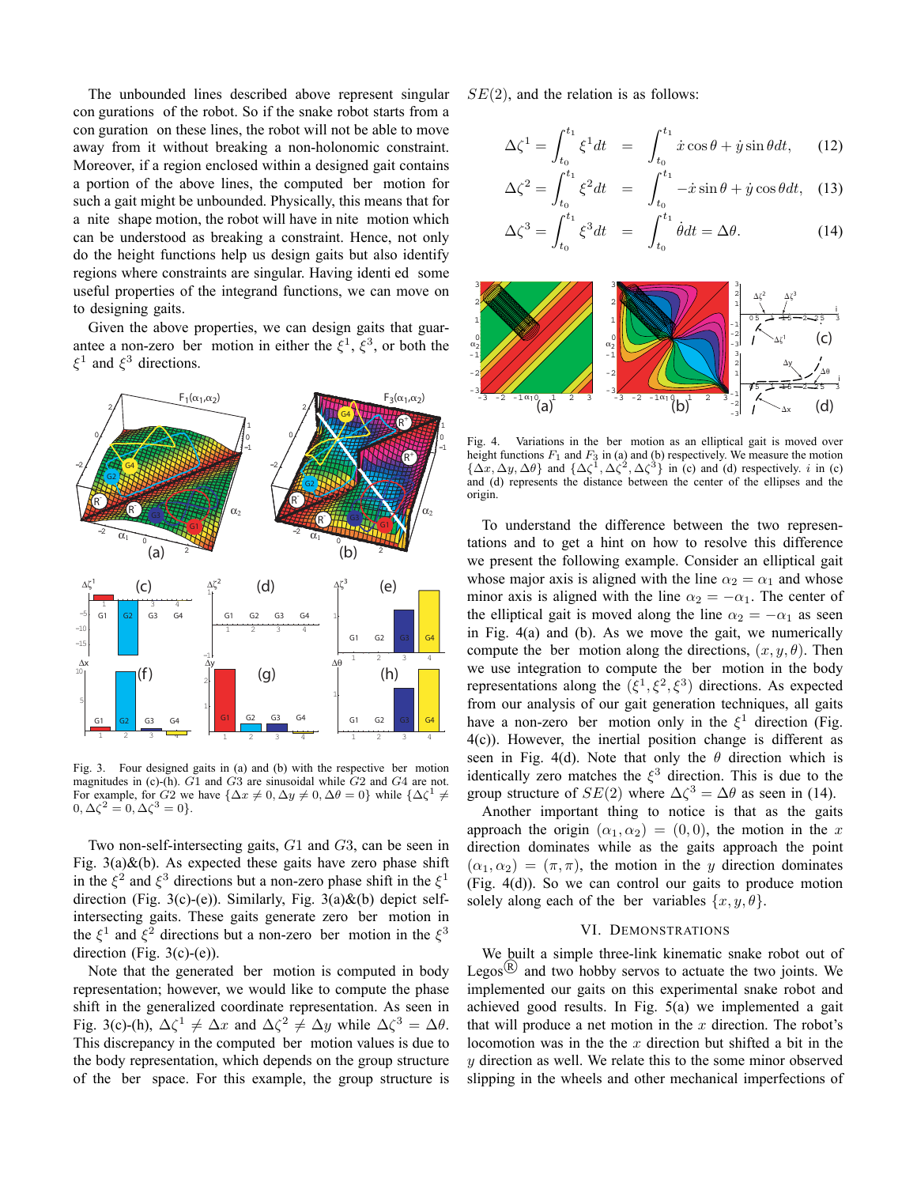The unbounded lines described above represent singular configurations of the robot. So if the snake robot starts from a configuration on these lines, the robot will not be able to move away from it without breaking a non-holonomic constraint. Moreover, if a region enclosed within a designed gait contains a portion of the above lines, the computed fiber motion for such a gait might be unbounded. Physically, this means that for a finite shape motion, the robot will have infinite motion which can be understood as breaking a constraint. Hence, not only do the height functions help us design gaits but also identify regions where constraints are singular. Having identified some useful properties of the integrand functions, we can move on to designing gaits.

Given the above properties, we can design gaits that guarantee a non-zero fiber motion in either the $\xi^1$, $\xi^3$, or both the $\xi^1$ and $\xi^3$ directions.

Fig. 3. Four designed gaits in (a) and (b) with the respective fiber motion magnitudes in (c)-(h). $G1$ and $G3$ are sinusoidal while $G2$ and $G4$ are not. For example, for $G2$ we have $\{\Delta x \neq 0, \Delta y \neq 0, \Delta\theta = 0\}$ while $\{\Delta\zeta^1 \neq 0, \Delta\zeta^2 = 0, \Delta\zeta^3 = 0\}$.

Two non-self-intersecting gaits, $G1$ and $G3$, can be seen in Fig. 3(a)&(b). As expected these gaits have zero phase shift in the $\xi^2$ and $\xi^3$ directions but a non-zero phase shift in the $\xi^1$ direction (Fig. 3(c)-(e)). Similarly, Fig. 3(a)&(b) depict self-intersecting gaits. These gaits generate zero fiber motion in the $\xi^1$ and $\xi^2$ directions but a non-zero fiber motion in the $\xi^3$ direction (Fig. 3(c)-(e)).

Note that the generated fiber motion is computed in body representation; however, we would like to compute the phase shift in the generalized coordinate representation. As seen in Fig. 3(c)-(h), $\Delta\zeta^1 \neq \Delta x$ and $\Delta\zeta^2 \neq \Delta y$ while $\Delta\zeta^3 = \Delta\theta$. This discrepancy in the computed fiber motion values is due to the body representation, which depends on the group structure of the fiber space. For this example, the group structure is $SE(2)$, and the relation is as follows:

$$\Delta\zeta^1 = \int_{t_0}^{t_1} \xi^1 dt = \int_{t_0}^{t_1} \dot{x}\cos\theta + \dot{y}\sin\theta dt, \tag{12}$$

$$\Delta\zeta^2 = \int_{t_0}^{t_1} \xi^2 dt = \int_{t_0}^{t_1} -\dot{x}\sin\theta + \dot{y}\cos\theta dt, \tag{13}$$

$$\Delta\zeta^3 = \int_{t_0}^{t_1} \xi^3 dt = \int_{t_0}^{t_1} \dot{\theta} dt = \Delta\theta. \tag{14}$$

Fig. 4. Variations in the fiber motion as an elliptical gait is moved over height functions $F_1$ and $F_3$ in (a) and (b) respectively. We measure the motion $\{\Delta x, \Delta y, \Delta\theta\}$ and $\{\Delta\zeta^1, \Delta\zeta^2, \Delta\zeta^3\}$ in (c) and (d) respectively. $i$ in (c) and (d) represents the distance between the center of the ellipses and the origin.

To understand the difference between the two representations and to get a hint on how to resolve this difference we present the following example. Consider an elliptical gait whose major axis is aligned with the line $\alpha_2 = \alpha_1$ and whose minor axis is aligned with the line $\alpha_2 = -\alpha_1$. The center of the elliptical gait is moved along the line $\alpha_2 = -\alpha_1$ as seen in Fig. 4(a) and (b). As we move the gait, we numerically compute the fiber motion along the directions, $(x, y, \theta)$. Then we use integration to compute the fiber motion in the body representations along the $(\xi^1, \xi^2, \xi^3)$ directions. As expected from our analysis of our gait generation techniques, all gaits have a non-zero fiber motion only in the $\xi^1$ direction (Fig. 4(c)). However, the inertial position change is different as seen in Fig. 4(d). Note that only the $\theta$ direction which is identically zero matches the $\xi^3$ direction. This is due to the group structure of $SE(2)$ where $\Delta\zeta^3 = \Delta\theta$ as seen in (14).

Another important thing to notice is that as the gaits approach the origin $(\alpha_1, \alpha_2) = (0, 0)$, the motion in the $x$ direction dominates while as the gaits approach the point $(\alpha_1, \alpha_2) = (\pi, \pi)$, the motion in the $y$ direction dominates (Fig. 4(d)). So we can control our gaits to produce motion solely along each of the fiber variables $\{x, y, \theta\}$.

## VI. Demonstrations

We built a simple three-link kinematic snake robot out of Legos® and two hobby servos to actuate the two joints. We implemented our gaits on this experimental snake robot and achieved good results. In Fig. 5(a) we implemented a gait that will produce a net motion in the $x$ direction. The robot's locomotion was in the the $x$ direction but shifted a bit in the $y$ direction as well. We relate this to the some minor observed slipping in the wheels and other mechanical imperfections of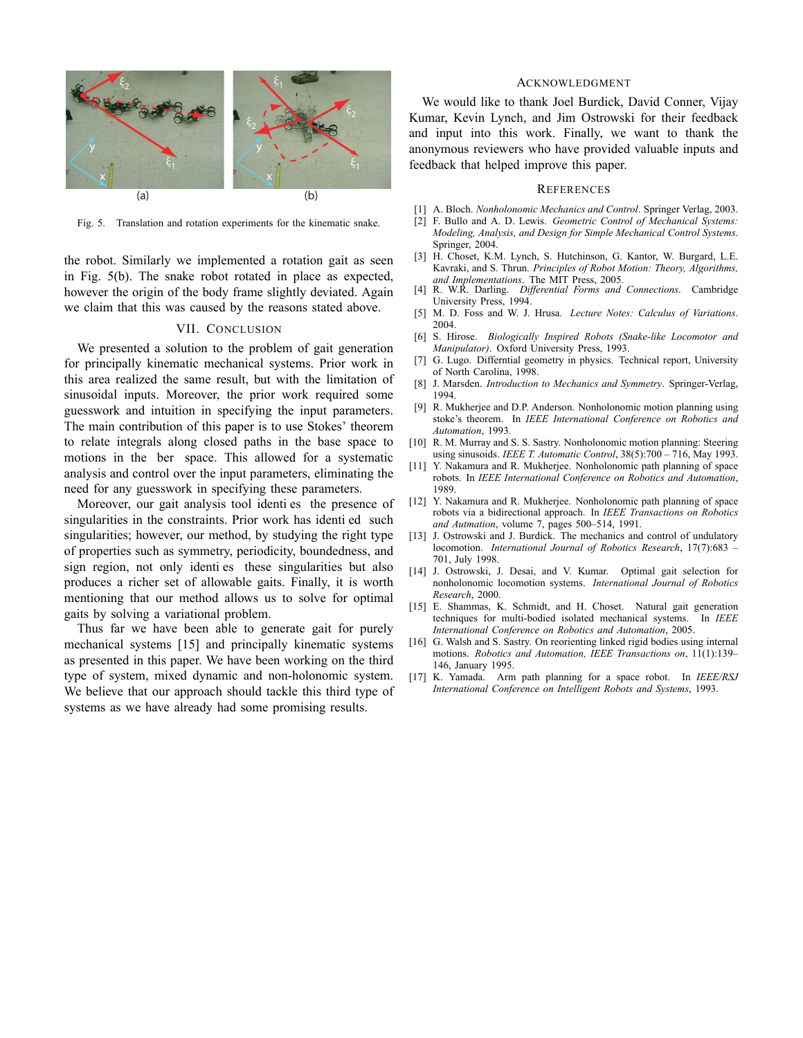ξ2
y
x
ξ1
(a)

ξ1
ξ2
ξ2
y
x
ξ1
(b)

Fig. 5. Translation and rotation experiments for the kinematic snake.

the robot. Similarly we implemented a rotation gait as seen in Fig. 5(b). The snake robot rotated in place as expected, however the origin of the body frame slightly deviated. Again we claim that this was caused by the reasons stated above.

## VII. Conclusion

We presented a solution to the problem of gait generation for principally kinematic mechanical systems. Prior work in this area realized the same result, but with the limitation of sinusoidal inputs. Moreover, the prior work required some guesswork and intuition in specifying the input parameters. The main contribution of this paper is to use Stokes' theorem to relate integrals along closed paths in the base space to motions in the ber space. This allowed for a systematic analysis and control over the input parameters, eliminating the need for any guesswork in specifying these parameters.

Moreover, our gait analysis tool identi es the presence of singularities in the constraints. Prior work has identi ed such singularities; however, our method, by studying the right type of properties such as symmetry, periodicity, boundedness, and sign region, not only identi es these singularities but also produces a richer set of allowable gaits. Finally, it is worth mentioning that our method allows us to solve for optimal gaits by solving a variational problem.

Thus far we have been able to generate gait for purely mechanical systems [15] and principally kinematic systems as presented in this paper. We have been working on the third type of system, mixed dynamic and non-holonomic system. We believe that our approach should tackle this third type of systems as we have already had some promising results.

## Acknowledgment

We would like to thank Joel Burdick, David Conner, Vijay Kumar, Kevin Lynch, and Jim Ostrowski for their feedback and input into this work. Finally, we want to thank the anonymous reviewers who have provided valuable inputs and feedback that helped improve this paper.

## References

[1] A. Bloch. *Nonholonomic Mechanics and Control*. Springer Verlag, 2003.

[2] F. Bullo and A. D. Lewis. *Geometric Control of Mechanical Systems: Modeling, Analysis, and Design for Simple Mechanical Control Systems*. Springer, 2004.

[3] H. Choset, K.M. Lynch, S. Hutchinson, G. Kantor, W. Burgard, L.E. Kavraki, and S. Thrun. *Principles of Robot Motion: Theory, Algorithms, and Implementations*. The MIT Press, 2005.

[4] R. W.R. Darling. *Differential Forms and Connections*. Cambridge University Press, 1994.

[5] M. D. Foss and W. J. Hrusa. *Lecture Notes: Calculus of Variations*. 2004.

[6] S. Hirose. *Biologically Inspired Robots (Snake-like Locomotor and Manipulator)*. Oxford University Press, 1993.

[7] G. Lugo. Differntial geometry in physics. Technical report, University of North Carolina, 1998.

[8] J. Marsden. *Introduction to Mechanics and Symmetry*. Springer-Verlag, 1994.

[9] R. Mukherjee and D.P. Anderson. Nonholonomic motion planning using stoke's theorem. In *IEEE International Conference on Robotics and Automation*, 1993.

[10] R. M. Murray and S. S. Sastry. Nonholonomic motion planning: Steering using sinusoids. *IEEE T. Automatic Control*, 38(5):700 – 716, May 1993.

[11] Y. Nakamura and R. Mukherjee. Nonholonomic path planning of space robots. In *IEEE International Conference on Robotics and Automation*, 1989.

[12] Y. Nakamura and R. Mukherjee. Nonholonomic path planning of space robots via a bidirectional approach. In *IEEE Transactions on Robotics and Autmation*, volume 7, pages 500–514, 1991.

[13] J. Ostrowski and J. Burdick. The mechanics and control of undulatory locomotion. *International Journal of Robotics Research*, 17(7):683 – 701, July 1998.

[14] J. Ostrowski, J. Desai, and V. Kumar. Optimal gait selection for nonholonomic locomotion systems. *International Journal of Robotics Research*, 2000.

[15] E. Shammas, K. Schmidt, and H. Choset. Natural gait generation techniques for multi-bodied isolated mechanical systems. In *IEEE International Conference on Robotics and Automation*, 2005.

[16] G. Walsh and S. Sastry. On reorienting linked rigid bodies using internal motions. *Robotics and Automation, IEEE Transactions on*, 11(1):139–146, January 1995.

[17] K. Yamada. Arm path planning for a space robot. In *IEEE/RSJ International Conference on Intelligent Robots and Systems*, 1993.